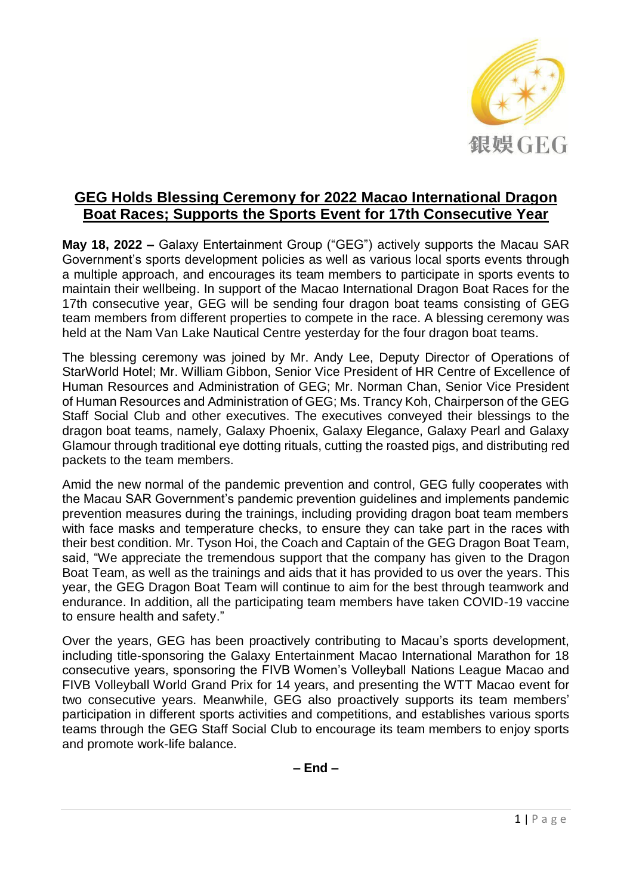# GEG Holds Blessing Ceremony for 2022 Macao International Dragon Boat Races; Supports the Sports Event for 17th Consecutive Year

**May 18, 2022 –** Galaxy Entertainment Group ("GEG") actively supports the Macau SAR Government's sports development policies as well as various local sports events through a multiple approach, and encourages its team members to participate in sports events to maintain their wellbeing. In support of the Macao International Dragon Boat Races for the 17th consecutive year, GEG will be sending four dragon boat teams consisting of GEG team members from different properties to compete in the race. A blessing ceremony was held at the Nam Van Lake Nautical Centre yesterday for the four dragon boat teams.

The blessing ceremony was joined by Mr. Andy Lee, Deputy Director of Operations of StarWorld Hotel; Mr. William Gibbon, Senior Vice President of HR Centre of Excellence of Human Resources and Administration of GEG; Mr. Norman Chan, Senior Vice President of Human Resources and Administration of GEG; Ms. Trancy Koh, Chairperson of the GEG Staff Social Club and other executives. The executives conveyed their blessings to the dragon boat teams, namely, Galaxy Phoenix, Galaxy Elegance, Galaxy Pearl and Galaxy Glamour through traditional eye dotting rituals, cutting the roasted pigs, and distributing red packets to the team members.

Amid the new normal of the pandemic prevention and control, GEG fully cooperates with the Macau SAR Government's pandemic prevention guidelines and implements pandemic prevention measures during the trainings, including providing dragon boat team members with face masks and temperature checks, to ensure they can take part in the races with their best condition. Mr. Tyson Hoi, the Coach and Captain of the GEG Dragon Boat Team, said, "We appreciate the tremendous support that the company has given to the Dragon Boat Team, as well as the trainings and aids that it has provided to us over the years. This year, the GEG Dragon Boat Team will continue to aim for the best through teamwork and endurance. In addition, all the participating team members have taken COVID-19 vaccine to ensure health and safety."

Over the years, GEG has been proactively contributing to Macau's sports development, including title-sponsoring the Galaxy Entertainment Macao International Marathon for 18 consecutive years, sponsoring the FIVB Women's Volleyball Nations League Macao and FIVB Volleyball World Grand Prix for 14 years, and presenting the WTT Macao event for two consecutive years. Meanwhile, GEG also proactively supports its team members' participation in different sports activities and competitions, and establishes various sports teams through the GEG Staff Social Club to encourage its team members to enjoy sports and promote work-life balance.

**– End –**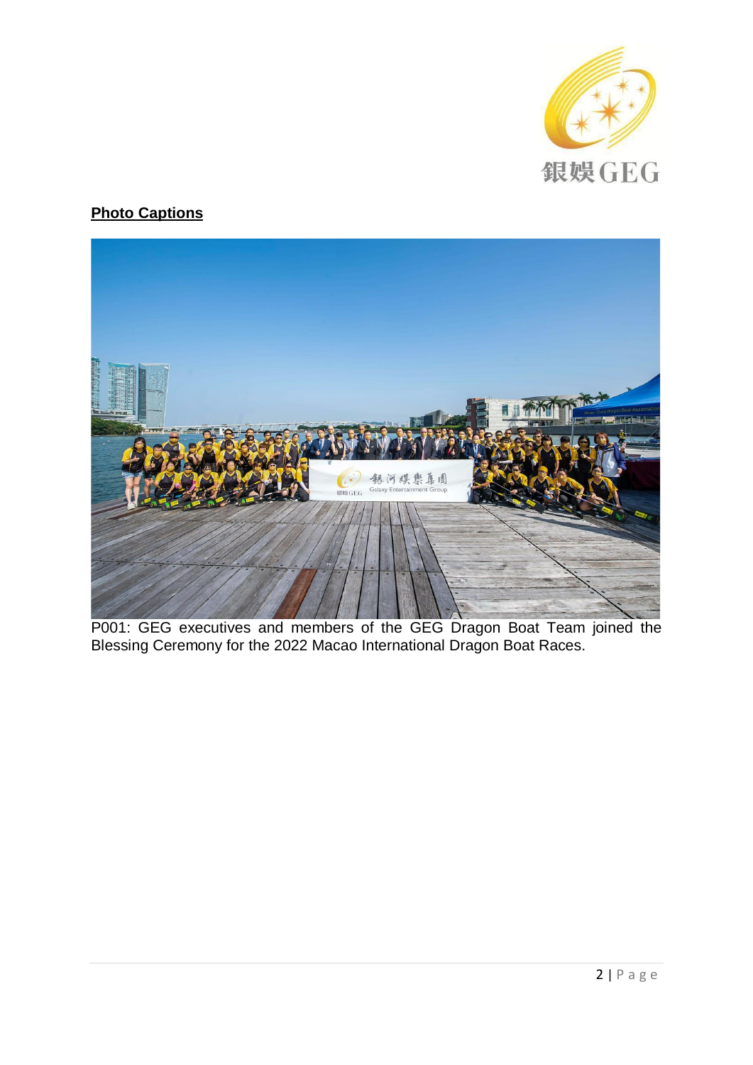**Photo Captions**

P001: GEG executives and members of the GEG Dragon Boat Team joined the Blessing Ceremony for the 2022 Macao International Dragon Boat Races.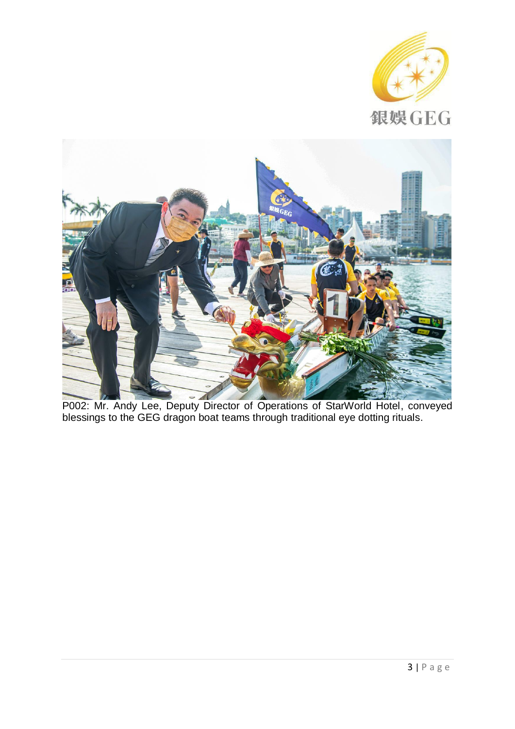P002: Mr. Andy Lee, Deputy Director of Operations of StarWorld Hotel, conveyed blessings to the GEG dragon boat teams through traditional eye dotting rituals.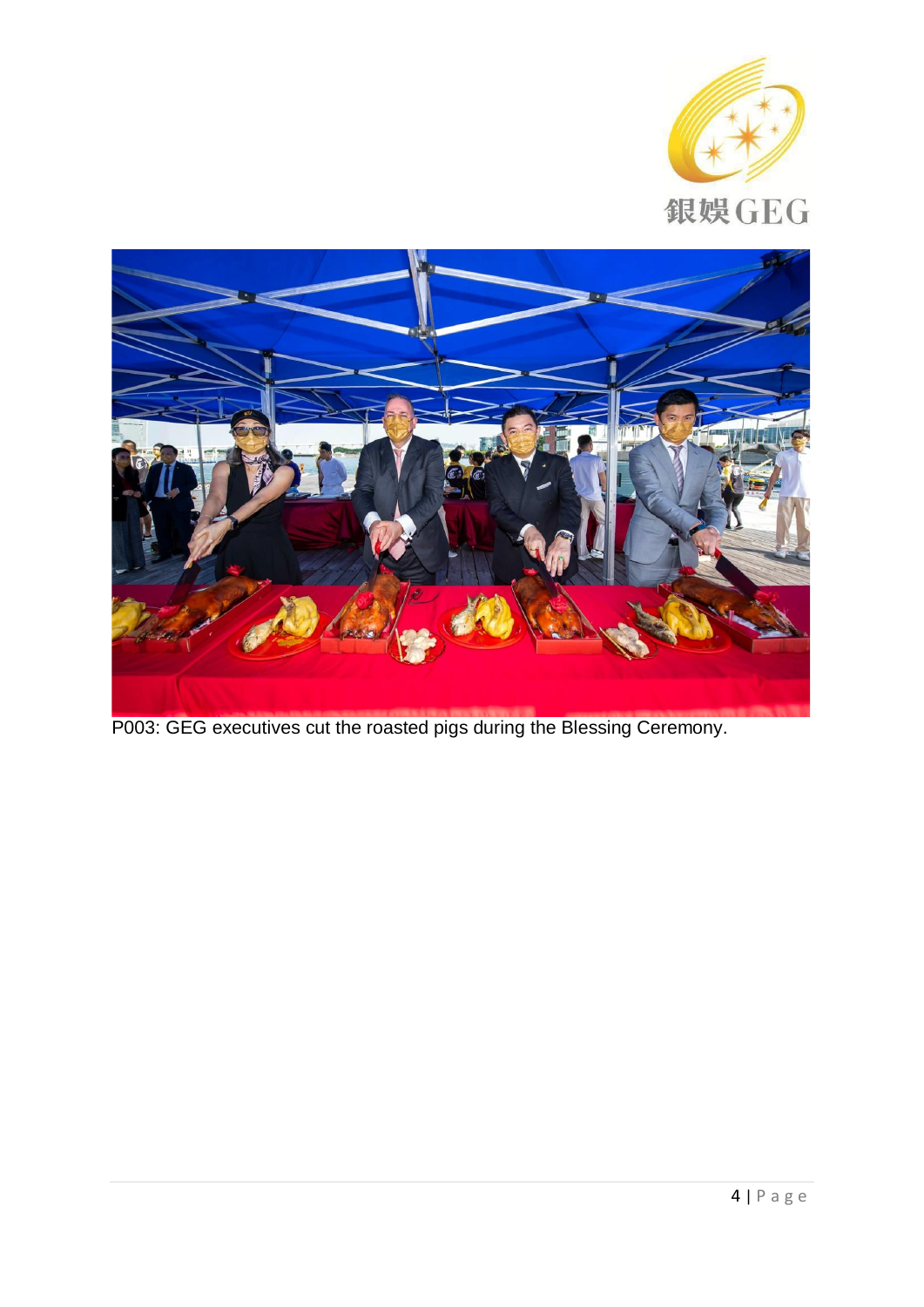P003: GEG executives cut the roasted pigs during the Blessing Ceremony.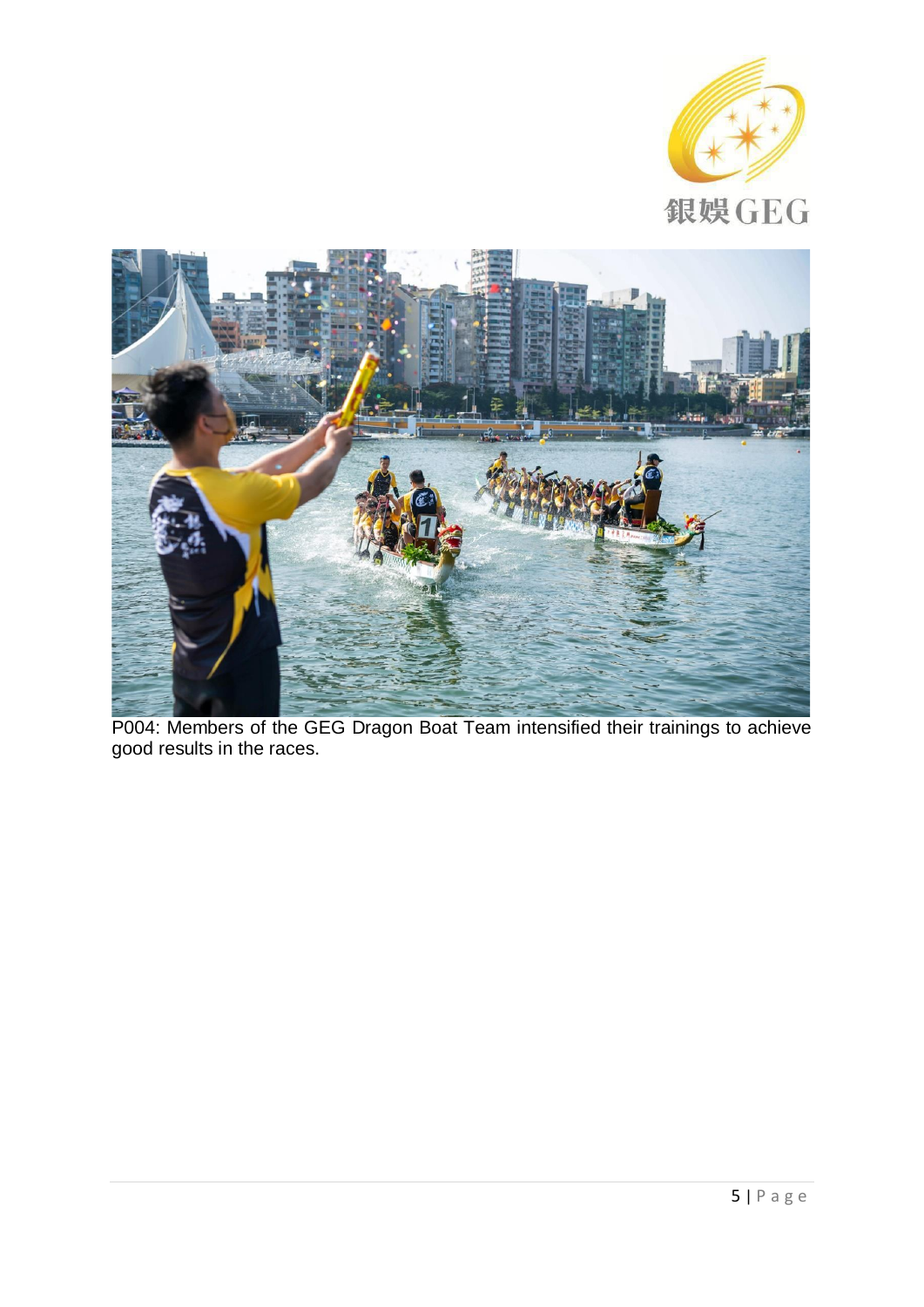P004: Members of the GEG Dragon Boat Team intensified their trainings to achieve good results in the races.